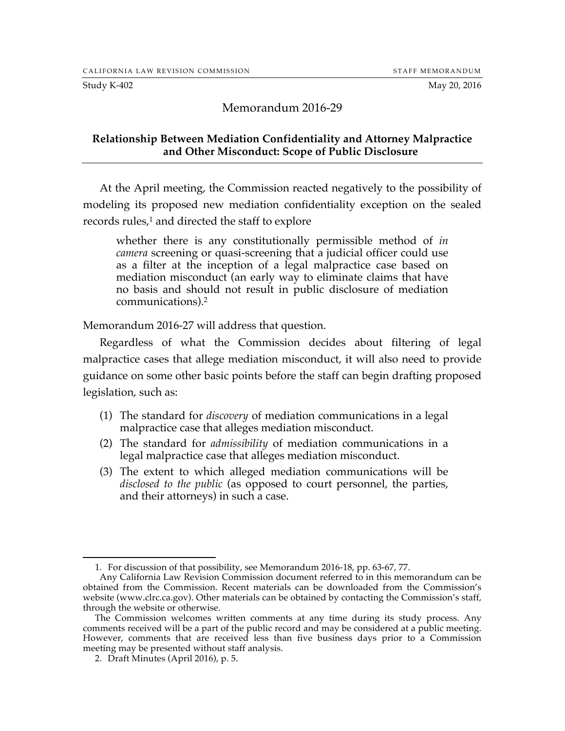CALIFORNIA LAW REVISION COMMISSION STAFF MEMORANDUM

Study K-402 May 20, 2016

# Memorandum 2016-29

## Relationship Between Mediation Confidentiality and Attorney Malpractice and Other Misconduct: Scope of Public Disclosure

At the April meeting, the Commission reacted negatively to the possibility of modeling its proposed new mediation confidentiality exception on the sealed records rules,[1] and directed the staff to explore

> whether there is any constitutionally permissible method of *in camera* screening or quasi-screening that a judicial officer could use as a filter at the inception of a legal malpractice case based on mediation misconduct (an early way to eliminate claims that have no basis and should not result in public disclosure of mediation communications).[2]

Memorandum 2016-27 will address that question.

Regardless of what the Commission decides about filtering of legal malpractice cases that allege mediation misconduct, it will also need to provide guidance on some other basic points before the staff can begin drafting proposed legislation, such as:

(1) The standard for *discovery* of mediation communications in a legal malpractice case that alleges mediation misconduct.
(2) The standard for *admissibility* of mediation communications in a legal malpractice case that alleges mediation misconduct.
(3) The extent to which alleged mediation communications will be *disclosed to the public* (as opposed to court personnel, the parties, and their attorneys) in such a case.

---

1. For discussion of that possibility, see Memorandum 2016-18, pp. 63-67, 77.

Any California Law Revision Commission document referred to in this memorandum can be obtained from the Commission. Recent materials can be downloaded from the Commission's website (www.clrc.ca.gov). Other materials can be obtained by contacting the Commission's staff, through the website or otherwise.

The Commission welcomes written comments at any time during its study process. Any comments received will be a part of the public record and may be considered at a public meeting. However, comments that are received less than five business days prior to a Commission meeting may be presented without staff analysis.

2. Draft Minutes (April 2016), p. 5.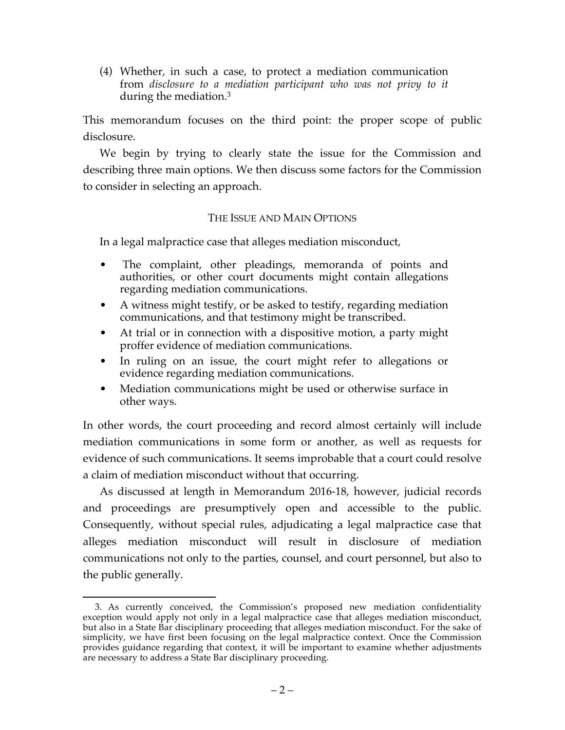(4) Whether, in such a case, to protect a mediation communication from *disclosure to a mediation participant who was not privy to it* during the mediation.[3]

This memorandum focuses on the third point: the proper scope of public disclosure.

We begin by trying to clearly state the issue for the Commission and describing three main options. We then discuss some factors for the Commission to consider in selecting an approach.

## THE ISSUE AND MAIN OPTIONS

In a legal malpractice case that alleges mediation misconduct,

- The complaint, other pleadings, memoranda of points and authorities, or other court documents might contain allegations regarding mediation communications.
- A witness might testify, or be asked to testify, regarding mediation communications, and that testimony might be transcribed.
- At trial or in connection with a dispositive motion, a party might proffer evidence of mediation communications.
- In ruling on an issue, the court might refer to allegations or evidence regarding mediation communications.
- Mediation communications might be used or otherwise surface in other ways.

In other words, the court proceeding and record almost certainly will include mediation communications in some form or another, as well as requests for evidence of such communications. It seems improbable that a court could resolve a claim of mediation misconduct without that occurring.

As discussed at length in Memorandum 2016-18, however, judicial records and proceedings are presumptively open and accessible to the public. Consequently, without special rules, adjudicating a legal malpractice case that alleges mediation misconduct will result in disclosure of mediation communications not only to the parties, counsel, and court personnel, but also to the public generally.

---

3. As currently conceived, the Commission's proposed new mediation confidentiality exception would apply not only in a legal malpractice case that alleges mediation misconduct, but also in a State Bar disciplinary proceeding that alleges mediation misconduct. For the sake of simplicity, we have first been focusing on the legal malpractice context. Once the Commission provides guidance regarding that context, it will be important to examine whether adjustments are necessary to address a State Bar disciplinary proceeding.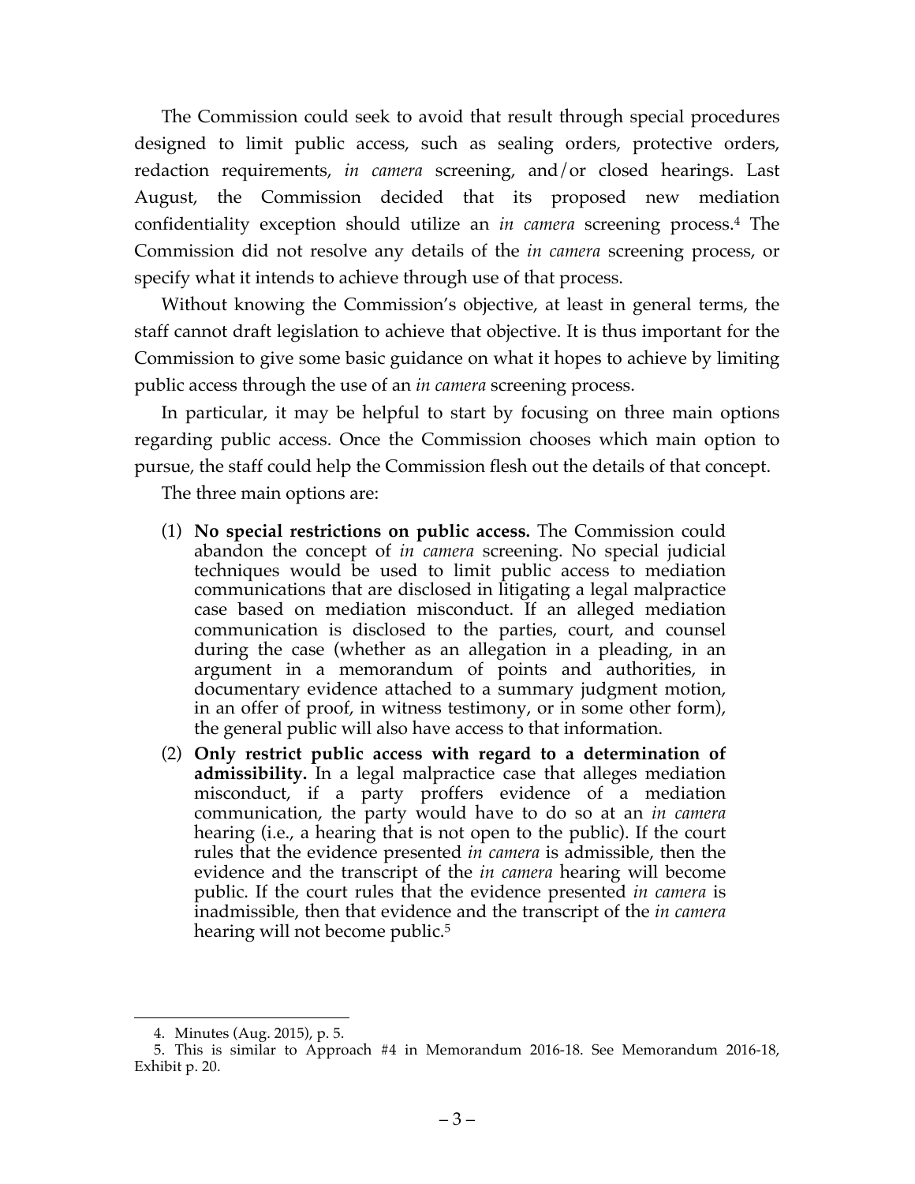The Commission could seek to avoid that result through special procedures designed to limit public access, such as sealing orders, protective orders, redaction requirements, *in camera* screening, and/or closed hearings. Last August, the Commission decided that its proposed new mediation confidentiality exception should utilize an *in camera* screening process.[4] The Commission did not resolve any details of the *in camera* screening process, or specify what it intends to achieve through use of that process.

Without knowing the Commission's objective, at least in general terms, the staff cannot draft legislation to achieve that objective. It is thus important for the Commission to give some basic guidance on what it hopes to achieve by limiting public access through the use of an *in camera* screening process.

In particular, it may be helpful to start by focusing on three main options regarding public access. Once the Commission chooses which main option to pursue, the staff could help the Commission flesh out the details of that concept.

The three main options are:

(1) **No special restrictions on public access.** The Commission could abandon the concept of *in camera* screening. No special judicial techniques would be used to limit public access to mediation communications that are disclosed in litigating a legal malpractice case based on mediation misconduct. If an alleged mediation communication is disclosed to the parties, court, and counsel during the case (whether as an allegation in a pleading, in an argument in a memorandum of points and authorities, in documentary evidence attached to a summary judgment motion, in an offer of proof, in witness testimony, or in some other form), the general public will also have access to that information.

(2) **Only restrict public access with regard to a determination of admissibility.** In a legal malpractice case that alleges mediation misconduct, if a party proffers evidence of a mediation communication, the party would have to do so at an *in camera* hearing (i.e., a hearing that is not open to the public). If the court rules that the evidence presented *in camera* is admissible, then the evidence and the transcript of the *in camera* hearing will become public. If the court rules that the evidence presented *in camera* is inadmissible, then that evidence and the transcript of the *in camera* hearing will not become public.[5]

---

4. Minutes (Aug. 2015), p. 5.

5. This is similar to Approach #4 in Memorandum 2016-18. See Memorandum 2016-18, Exhibit p. 20.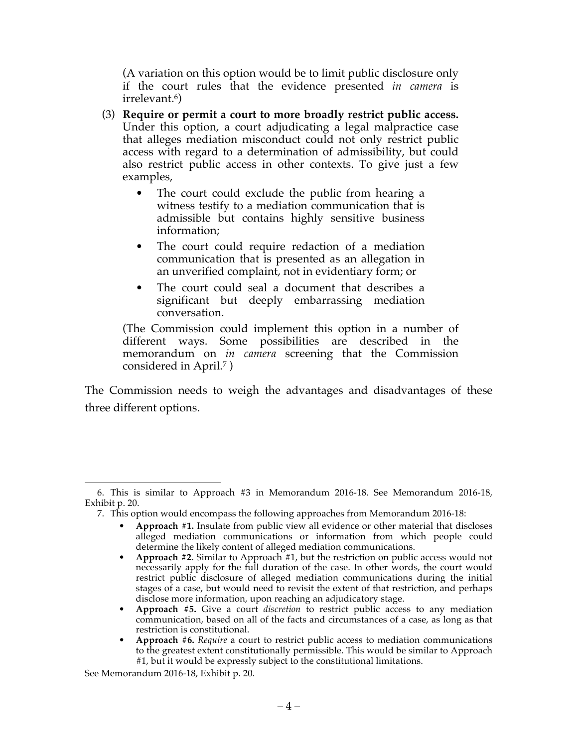(A variation on this option would be to limit public disclosure only if the court rules that the evidence presented *in camera* is irrelevant.[6])

(3) **Require or permit a court to more broadly restrict public access.** Under this option, a court adjudicating a legal malpractice case that alleges mediation misconduct could not only restrict public access with regard to a determination of admissibility, but could also restrict public access in other contexts. To give just a few examples,

- The court could exclude the public from hearing a witness testify to a mediation communication that is admissible but contains highly sensitive business information;
- The court could require redaction of a mediation communication that is presented as an allegation in an unverified complaint, not in evidentiary form; or
- The court could seal a document that describes a significant but deeply embarrassing mediation conversation.

(The Commission could implement this option in a number of different ways. Some possibilities are described in the memorandum on *in camera* screening that the Commission considered in April.[7])

The Commission needs to weigh the advantages and disadvantages of these three different options.

---

6. This is similar to Approach #3 in Memorandum 2016-18. See Memorandum 2016-18, Exhibit p. 20.

7. This option would encompass the following approaches from Memorandum 2016-18:

- **Approach #1.** Insulate from public view all evidence or other material that discloses alleged mediation communications or information from which people could determine the likely content of alleged mediation communications.
- **Approach #2**. Similar to Approach #1, but the restriction on public access would not necessarily apply for the full duration of the case. In other words, the court would restrict public disclosure of alleged mediation communications during the initial stages of a case, but would need to revisit the extent of that restriction, and perhaps disclose more information, upon reaching an adjudicatory stage.
- **Approach #5.** Give a court *discretion* to restrict public access to any mediation communication, based on all of the facts and circumstances of a case, as long as that restriction is constitutional.
- **Approach #6.** *Require* a court to restrict public access to mediation communications to the greatest extent constitutionally permissible. This would be similar to Approach #1, but it would be expressly subject to the constitutional limitations.

See Memorandum 2016-18, Exhibit p. 20.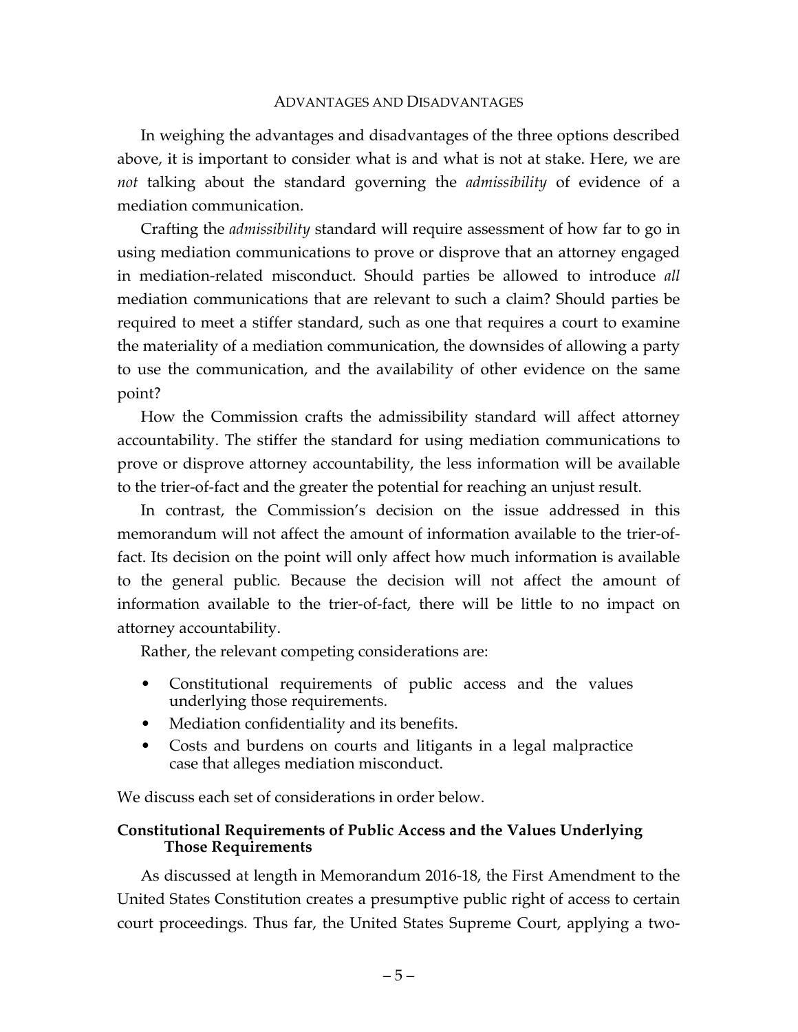## ADVANTAGES AND DISADVANTAGES

In weighing the advantages and disadvantages of the three options described above, it is important to consider what is and what is not at stake. Here, we are *not* talking about the standard governing the *admissibility* of evidence of a mediation communication.

Crafting the *admissibility* standard will require assessment of how far to go in using mediation communications to prove or disprove that an attorney engaged in mediation-related misconduct. Should parties be allowed to introduce *all* mediation communications that are relevant to such a claim? Should parties be required to meet a stiffer standard, such as one that requires a court to examine the materiality of a mediation communication, the downsides of allowing a party to use the communication, and the availability of other evidence on the same point?

How the Commission crafts the admissibility standard will affect attorney accountability. The stiffer the standard for using mediation communications to prove or disprove attorney accountability, the less information will be available to the trier-of-fact and the greater the potential for reaching an unjust result.

In contrast, the Commission's decision on the issue addressed in this memorandum will not affect the amount of information available to the trier-of-fact. Its decision on the point will only affect how much information is available to the general public. Because the decision will not affect the amount of information available to the trier-of-fact, there will be little to no impact on attorney accountability.

Rather, the relevant competing considerations are:

- Constitutional requirements of public access and the values underlying those requirements.
- Mediation confidentiality and its benefits.
- Costs and burdens on courts and litigants in a legal malpractice case that alleges mediation misconduct.

We discuss each set of considerations in order below.

### Constitutional Requirements of Public Access and the Values Underlying Those Requirements

As discussed at length in Memorandum 2016-18, the First Amendment to the United States Constitution creates a presumptive public right of access to certain court proceedings. Thus far, the United States Supreme Court, applying a two-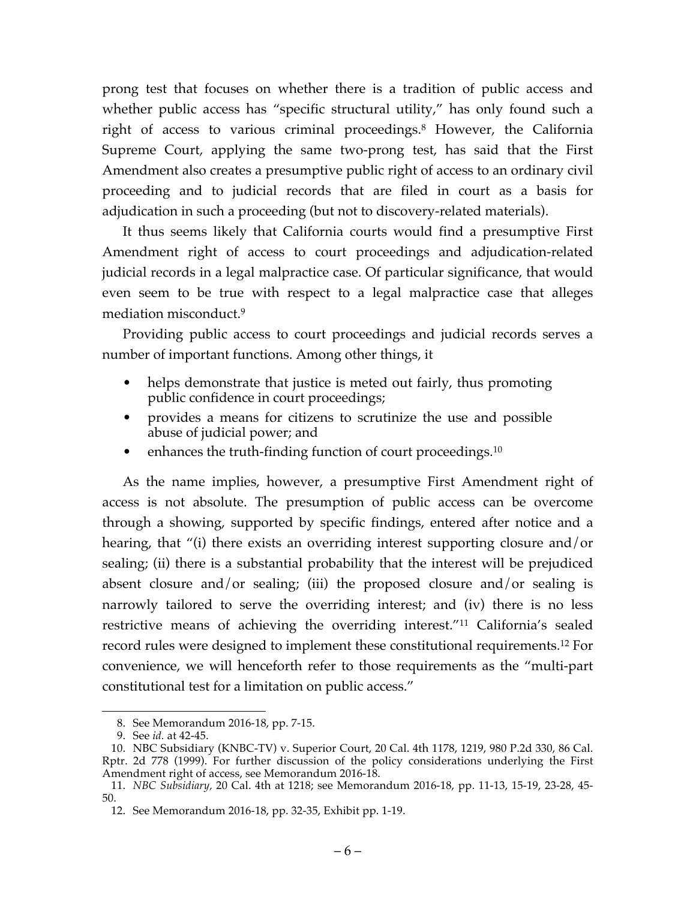prong test that focuses on whether there is a tradition of public access and whether public access has "specific structural utility," has only found such a right of access to various criminal proceedings.[8] However, the California Supreme Court, applying the same two-prong test, has said that the First Amendment also creates a presumptive public right of access to an ordinary civil proceeding and to judicial records that are filed in court as a basis for adjudication in such a proceeding (but not to discovery-related materials).

It thus seems likely that California courts would find a presumptive First Amendment right of access to court proceedings and adjudication-related judicial records in a legal malpractice case. Of particular significance, that would even seem to be true with respect to a legal malpractice case that alleges mediation misconduct.[9]

Providing public access to court proceedings and judicial records serves a number of important functions. Among other things, it

- helps demonstrate that justice is meted out fairly, thus promoting public confidence in court proceedings;
- provides a means for citizens to scrutinize the use and possible abuse of judicial power; and
- enhances the truth-finding function of court proceedings.[10]

As the name implies, however, a presumptive First Amendment right of access is not absolute. The presumption of public access can be overcome through a showing, supported by specific findings, entered after notice and a hearing, that "(i) there exists an overriding interest supporting closure and/or sealing; (ii) there is a substantial probability that the interest will be prejudiced absent closure and/or sealing; (iii) the proposed closure and/or sealing is narrowly tailored to serve the overriding interest; and (iv) there is no less restrictive means of achieving the overriding interest."[11] California's sealed record rules were designed to implement these constitutional requirements.[12] For convenience, we will henceforth refer to those requirements as the "multi-part constitutional test for a limitation on public access."

---

8. See Memorandum 2016-18, pp. 7-15.

9. See *id.* at 42-45.

10. NBC Subsidiary (KNBC-TV) v. Superior Court, 20 Cal. 4th 1178, 1219, 980 P.2d 330, 86 Cal. Rptr. 2d 778 (1999). For further discussion of the policy considerations underlying the First Amendment right of access, see Memorandum 2016-18.

11. *NBC Subsidiary,* 20 Cal. 4th at 1218; see Memorandum 2016-18, pp. 11-13, 15-19, 23-28, 45-50.

12. See Memorandum 2016-18, pp. 32-35, Exhibit pp. 1-19.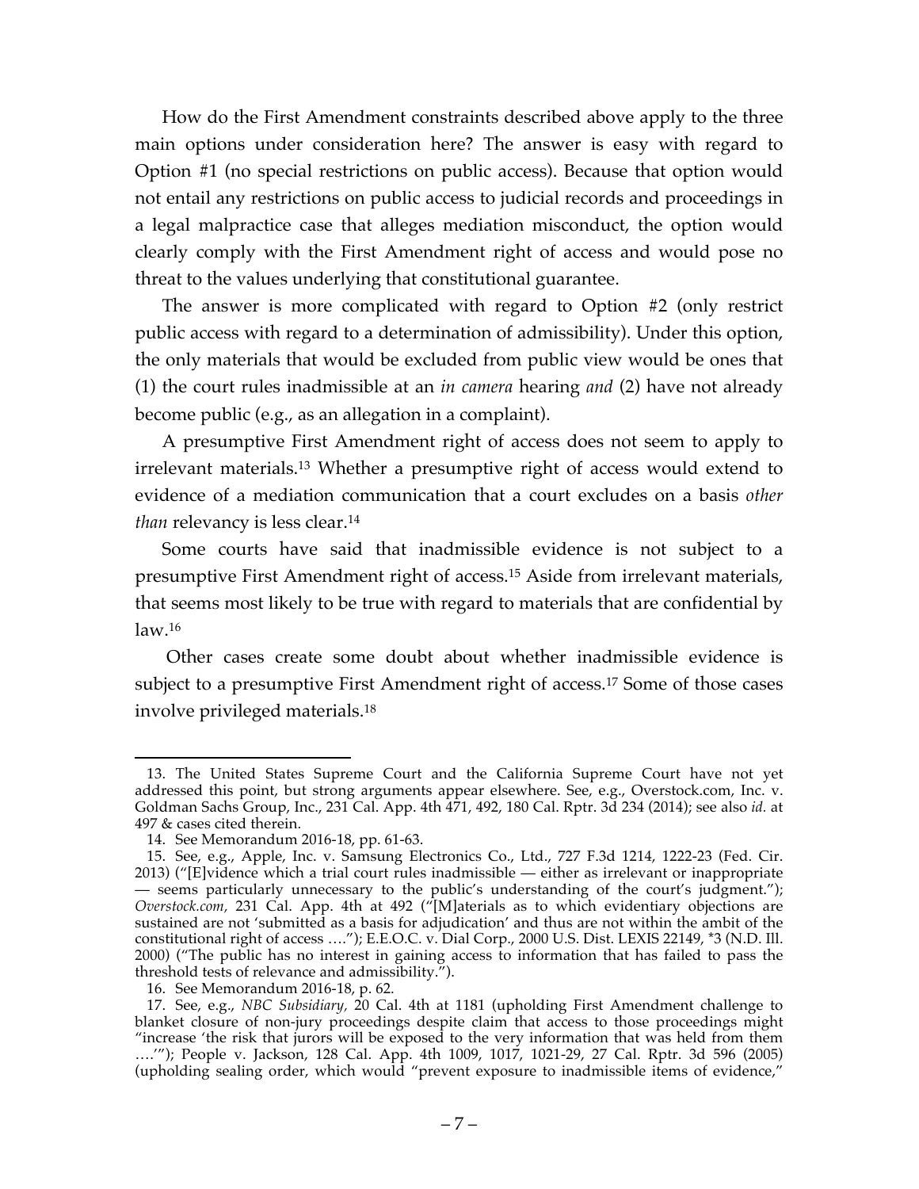How do the First Amendment constraints described above apply to the three main options under consideration here? The answer is easy with regard to Option #1 (no special restrictions on public access). Because that option would not entail any restrictions on public access to judicial records and proceedings in a legal malpractice case that alleges mediation misconduct, the option would clearly comply with the First Amendment right of access and would pose no threat to the values underlying that constitutional guarantee.

The answer is more complicated with regard to Option #2 (only restrict public access with regard to a determination of admissibility). Under this option, the only materials that would be excluded from public view would be ones that (1) the court rules inadmissible at an *in camera* hearing *and* (2) have not already become public (e.g., as an allegation in a complaint).

A presumptive First Amendment right of access does not seem to apply to irrelevant materials.[13] Whether a presumptive right of access would extend to evidence of a mediation communication that a court excludes on a basis *other than* relevancy is less clear.[14]

Some courts have said that inadmissible evidence is not subject to a presumptive First Amendment right of access.[15] Aside from irrelevant materials, that seems most likely to be true with regard to materials that are confidential by law.[16]

Other cases create some doubt about whether inadmissible evidence is subject to a presumptive First Amendment right of access.[17] Some of those cases involve privileged materials.[18]

---

13. The United States Supreme Court and the California Supreme Court have not yet addressed this point, but strong arguments appear elsewhere. See, e.g., Overstock.com, Inc. v. Goldman Sachs Group, Inc., 231 Cal. App. 4th 471, 492, 180 Cal. Rptr. 3d 234 (2014); see also *id.* at 497 & cases cited therein.

14. See Memorandum 2016-18, pp. 61-63.

15. See, e.g., Apple, Inc. v. Samsung Electronics Co., Ltd., 727 F.3d 1214, 1222-23 (Fed. Cir. 2013) ("[E]vidence which a trial court rules inadmissible — either as irrelevant or inappropriate — seems particularly unnecessary to the public's understanding of the court's judgment."); *Overstock.com*, 231 Cal. App. 4th at 492 ("[M]aterials as to which evidentiary objections are sustained are not 'submitted as a basis for adjudication' and thus are not within the ambit of the constitutional right of access …."); E.E.O.C. v. Dial Corp., 2000 U.S. Dist. LEXIS 22149, *3 (N.D. Ill. 2000) ("The public has no interest in gaining access to information that has failed to pass the threshold tests of relevance and admissibility.").

16. See Memorandum 2016-18, p. 62.

17. See, e.g., *NBC Subsidiary*, 20 Cal. 4th at 1181 (upholding First Amendment challenge to blanket closure of non-jury proceedings despite claim that access to those proceedings might "increase 'the risk that jurors will be exposed to the very information that was held from them ….'"); People v. Jackson, 128 Cal. App. 4th 1009, 1017, 1021-29, 27 Cal. Rptr. 3d 596 (2005) (upholding sealing order, which would "prevent exposure to inadmissible items of evidence,"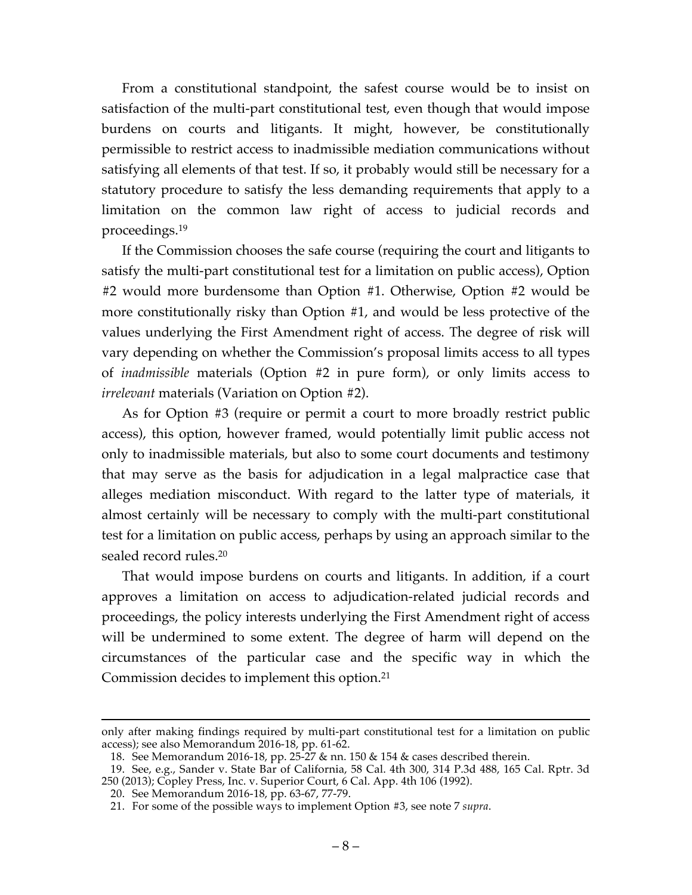From a constitutional standpoint, the safest course would be to insist on satisfaction of the multi-part constitutional test, even though that would impose burdens on courts and litigants. It might, however, be constitutionally permissible to restrict access to inadmissible mediation communications without satisfying all elements of that test. If so, it probably would still be necessary for a statutory procedure to satisfy the less demanding requirements that apply to a limitation on the common law right of access to judicial records and proceedings.[19]

If the Commission chooses the safe course (requiring the court and litigants to satisfy the multi-part constitutional test for a limitation on public access), Option #2 would more burdensome than Option #1. Otherwise, Option #2 would be more constitutionally risky than Option #1, and would be less protective of the values underlying the First Amendment right of access. The degree of risk will vary depending on whether the Commission's proposal limits access to all types of *inadmissible* materials (Option #2 in pure form), or only limits access to *irrelevant* materials (Variation on Option #2).

As for Option #3 (require or permit a court to more broadly restrict public access), this option, however framed, would potentially limit public access not only to inadmissible materials, but also to some court documents and testimony that may serve as the basis for adjudication in a legal malpractice case that alleges mediation misconduct. With regard to the latter type of materials, it almost certainly will be necessary to comply with the multi-part constitutional test for a limitation on public access, perhaps by using an approach similar to the sealed record rules.[20]

That would impose burdens on courts and litigants. In addition, if a court approves a limitation on access to adjudication-related judicial records and proceedings, the policy interests underlying the First Amendment right of access will be undermined to some extent. The degree of harm will depend on the circumstances of the particular case and the specific way in which the Commission decides to implement this option.[21]

---

only after making findings required by multi-part constitutional test for a limitation on public access); see also Memorandum 2016-18, pp. 61-62.

18. See Memorandum 2016-18, pp. 25-27 & nn. 150 & 154 & cases described therein.

19. See, e.g., Sander v. State Bar of California, 58 Cal. 4th 300, 314 P.3d 488, 165 Cal. Rptr. 3d 250 (2013); Copley Press, Inc. v. Superior Court, 6 Cal. App. 4th 106 (1992).

20. See Memorandum 2016-18, pp. 63-67, 77-79.

21. For some of the possible ways to implement Option #3, see note 7 *supra*.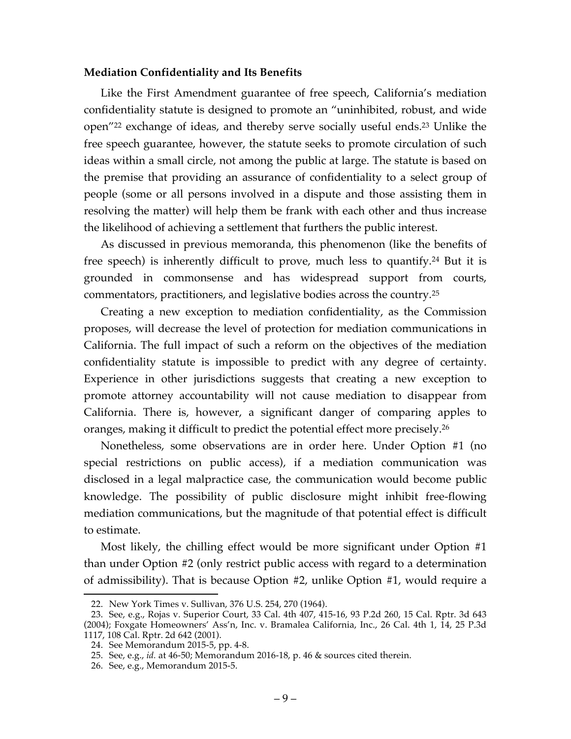**Mediation Confidentiality and Its Benefits**

Like the First Amendment guarantee of free speech, California's mediation confidentiality statute is designed to promote an "uninhibited, robust, and wide open"[22] exchange of ideas, and thereby serve socially useful ends.[23] Unlike the free speech guarantee, however, the statute seeks to promote circulation of such ideas within a small circle, not among the public at large. The statute is based on the premise that providing an assurance of confidentiality to a select group of people (some or all persons involved in a dispute and those assisting them in resolving the matter) will help them be frank with each other and thus increase the likelihood of achieving a settlement that furthers the public interest.

As discussed in previous memoranda, this phenomenon (like the benefits of free speech) is inherently difficult to prove, much less to quantify.[24] But it is grounded in commonsense and has widespread support from courts, commentators, practitioners, and legislative bodies across the country.[25]

Creating a new exception to mediation confidentiality, as the Commission proposes, will decrease the level of protection for mediation communications in California. The full impact of such a reform on the objectives of the mediation confidentiality statute is impossible to predict with any degree of certainty. Experience in other jurisdictions suggests that creating a new exception to promote attorney accountability will not cause mediation to disappear from California. There is, however, a significant danger of comparing apples to oranges, making it difficult to predict the potential effect more precisely.[26]

Nonetheless, some observations are in order here. Under Option #1 (no special restrictions on public access), if a mediation communication was disclosed in a legal malpractice case, the communication would become public knowledge. The possibility of public disclosure might inhibit free-flowing mediation communications, but the magnitude of that potential effect is difficult to estimate.

Most likely, the chilling effect would be more significant under Option #1 than under Option #2 (only restrict public access with regard to a determination of admissibility). That is because Option #2, unlike Option #1, would require a

---

22. New York Times v. Sullivan, 376 U.S. 254, 270 (1964).

23. See, e.g., Rojas v. Superior Court, 33 Cal. 4th 407, 415-16, 93 P.2d 260, 15 Cal. Rptr. 3d 643 (2004); Foxgate Homeowners' Ass'n, Inc. v. Bramalea California, Inc., 26 Cal. 4th 1, 14, 25 P.3d 1117, 108 Cal. Rptr. 2d 642 (2001).

24. See Memorandum 2015-5, pp. 4-8.

25. See, e.g., *id.* at 46-50; Memorandum 2016-18, p. 46 & sources cited therein.

26. See, e.g., Memorandum 2015-5.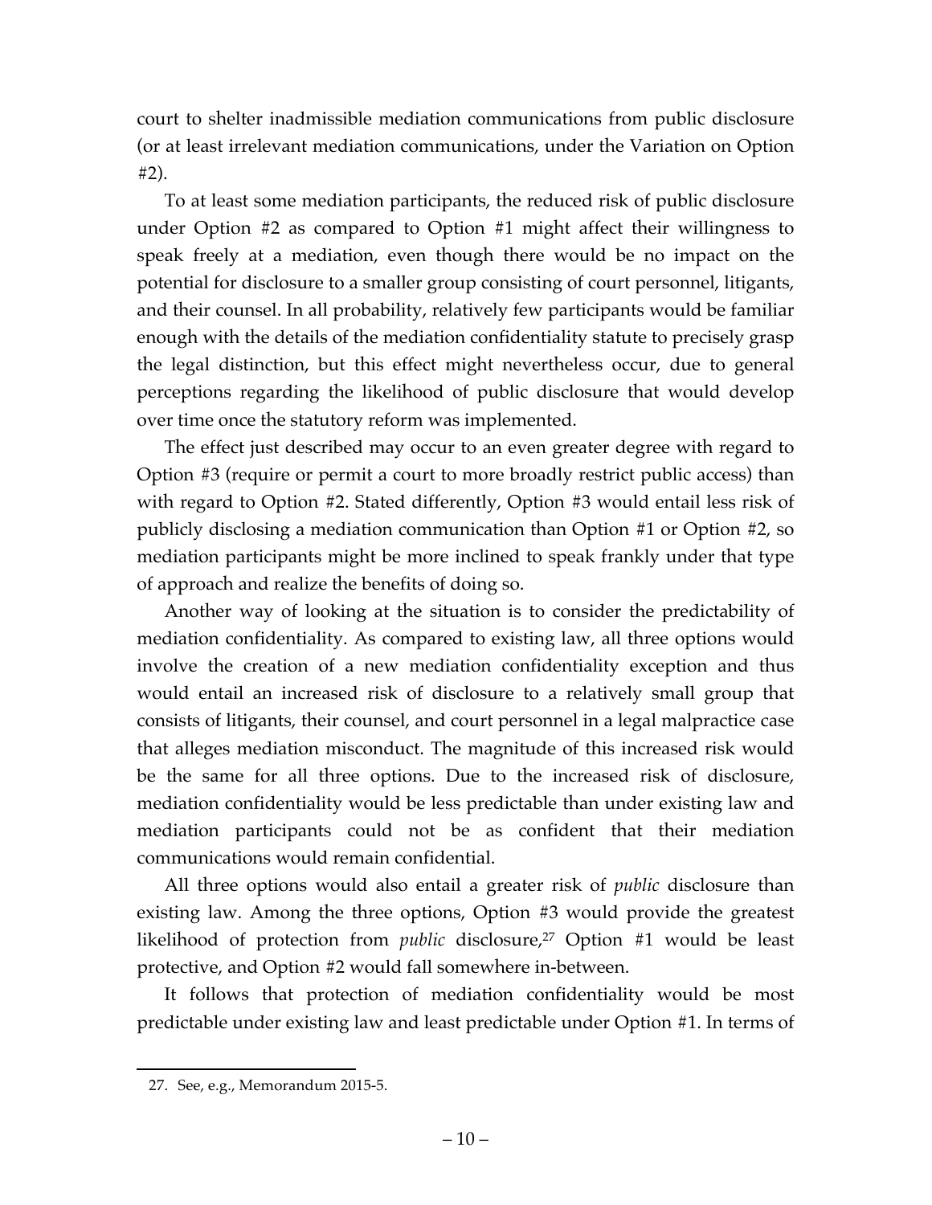court to shelter inadmissible mediation communications from public disclosure (or at least irrelevant mediation communications, under the Variation on Option #2).

To at least some mediation participants, the reduced risk of public disclosure under Option #2 as compared to Option #1 might affect their willingness to speak freely at a mediation, even though there would be no impact on the potential for disclosure to a smaller group consisting of court personnel, litigants, and their counsel. In all probability, relatively few participants would be familiar enough with the details of the mediation confidentiality statute to precisely grasp the legal distinction, but this effect might nevertheless occur, due to general perceptions regarding the likelihood of public disclosure that would develop over time once the statutory reform was implemented.

The effect just described may occur to an even greater degree with regard to Option #3 (require or permit a court to more broadly restrict public access) than with regard to Option #2. Stated differently, Option #3 would entail less risk of publicly disclosing a mediation communication than Option #1 or Option #2, so mediation participants might be more inclined to speak frankly under that type of approach and realize the benefits of doing so.

Another way of looking at the situation is to consider the predictability of mediation confidentiality. As compared to existing law, all three options would involve the creation of a new mediation confidentiality exception and thus would entail an increased risk of disclosure to a relatively small group that consists of litigants, their counsel, and court personnel in a legal malpractice case that alleges mediation misconduct. The magnitude of this increased risk would be the same for all three options. Due to the increased risk of disclosure, mediation confidentiality would be less predictable than under existing law and mediation participants could not be as confident that their mediation communications would remain confidential.

All three options would also entail a greater risk of *public* disclosure than existing law. Among the three options, Option #3 would provide the greatest likelihood of protection from *public* disclosure,[27] Option #1 would be least protective, and Option #2 would fall somewhere in-between.

It follows that protection of mediation confidentiality would be most predictable under existing law and least predictable under Option #1. In terms of

---

27. See, e.g., Memorandum 2015-5.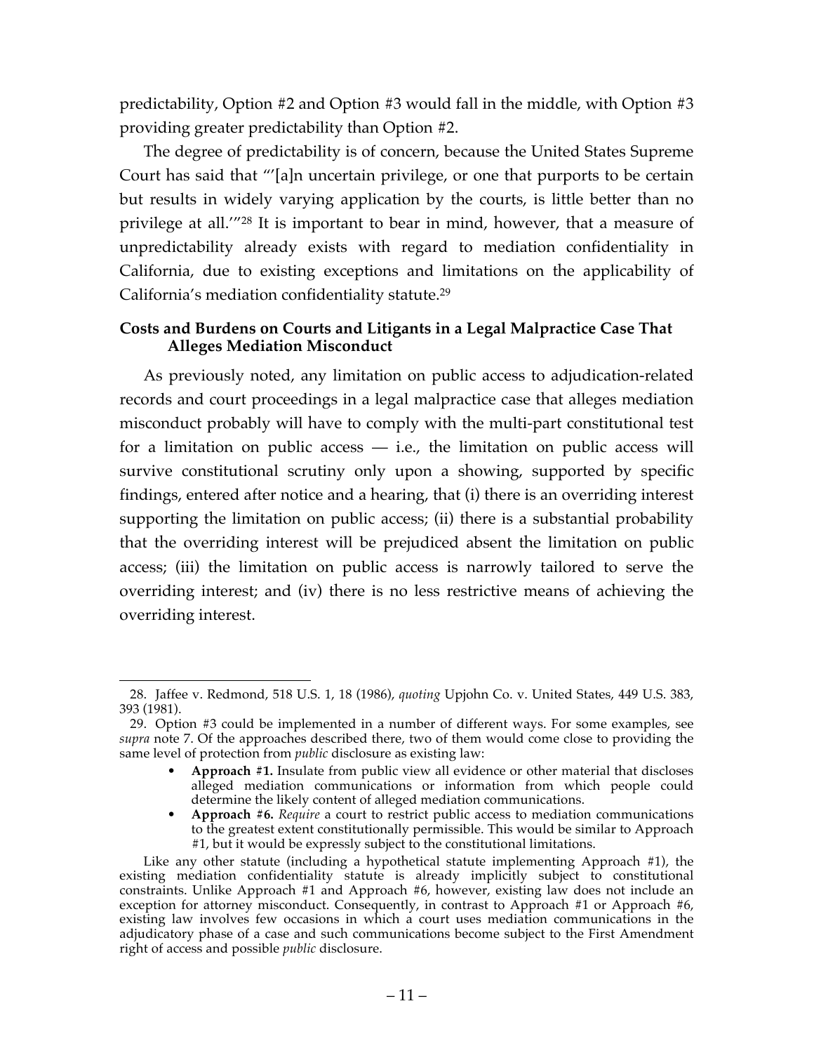predictability, Option #2 and Option #3 would fall in the middle, with Option #3 providing greater predictability than Option #2.

The degree of predictability is of concern, because the United States Supreme Court has said that "'[a]n uncertain privilege, or one that purports to be certain but results in widely varying application by the courts, is little better than no privilege at all.'"[28] It is important to bear in mind, however, that a measure of unpredictability already exists with regard to mediation confidentiality in California, due to existing exceptions and limitations on the applicability of California's mediation confidentiality statute.[29]

### Costs and Burdens on Courts and Litigants in a Legal Malpractice Case That Alleges Mediation Misconduct

As previously noted, any limitation on public access to adjudication-related records and court proceedings in a legal malpractice case that alleges mediation misconduct probably will have to comply with the multi-part constitutional test for a limitation on public access — i.e., the limitation on public access will survive constitutional scrutiny only upon a showing, supported by specific findings, entered after notice and a hearing, that (i) there is an overriding interest supporting the limitation on public access; (ii) there is a substantial probability that the overriding interest will be prejudiced absent the limitation on public access; (iii) the limitation on public access is narrowly tailored to serve the overriding interest; and (iv) there is no less restrictive means of achieving the overriding interest.

---

28. Jaffee v. Redmond, 518 U.S. 1, 18 (1986), *quoting* Upjohn Co. v. United States, 449 U.S. 383, 393 (1981).

29. Option #3 could be implemented in a number of different ways. For some examples, see *supra* note 7. Of the approaches described there, two of them would come close to providing the same level of protection from *public* disclosure as existing law:

- **Approach #1.** Insulate from public view all evidence or other material that discloses alleged mediation communications or information from which people could determine the likely content of alleged mediation communications.
- **Approach #6.** *Require* a court to restrict public access to mediation communications to the greatest extent constitutionally permissible. This would be similar to Approach #1, but it would be expressly subject to the constitutional limitations.

Like any other statute (including a hypothetical statute implementing Approach #1), the existing mediation confidentiality statute is already implicitly subject to constitutional constraints. Unlike Approach #1 and Approach #6, however, existing law does not include an exception for attorney misconduct. Consequently, in contrast to Approach #1 or Approach #6, existing law involves few occasions in which a court uses mediation communications in the adjudicatory phase of a case and such communications become subject to the First Amendment right of access and possible *public* disclosure.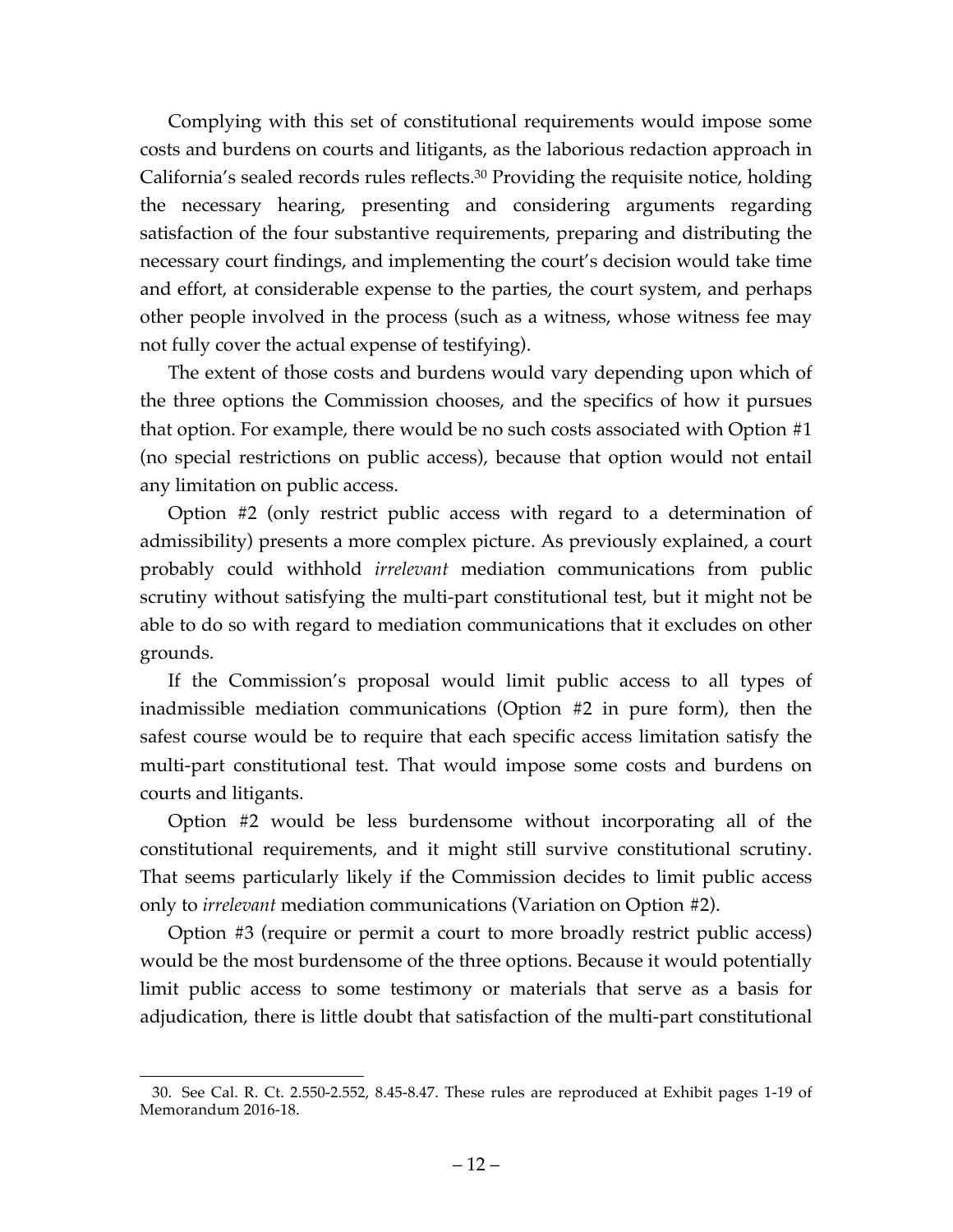Complying with this set of constitutional requirements would impose some costs and burdens on courts and litigants, as the laborious redaction approach in California's sealed records rules reflects.[30] Providing the requisite notice, holding the necessary hearing, presenting and considering arguments regarding satisfaction of the four substantive requirements, preparing and distributing the necessary court findings, and implementing the court's decision would take time and effort, at considerable expense to the parties, the court system, and perhaps other people involved in the process (such as a witness, whose witness fee may not fully cover the actual expense of testifying).

The extent of those costs and burdens would vary depending upon which of the three options the Commission chooses, and the specifics of how it pursues that option. For example, there would be no such costs associated with Option #1 (no special restrictions on public access), because that option would not entail any limitation on public access.

Option #2 (only restrict public access with regard to a determination of admissibility) presents a more complex picture. As previously explained, a court probably could withhold *irrelevant* mediation communications from public scrutiny without satisfying the multi-part constitutional test, but it might not be able to do so with regard to mediation communications that it excludes on other grounds.

If the Commission's proposal would limit public access to all types of inadmissible mediation communications (Option #2 in pure form), then the safest course would be to require that each specific access limitation satisfy the multi-part constitutional test. That would impose some costs and burdens on courts and litigants.

Option #2 would be less burdensome without incorporating all of the constitutional requirements, and it might still survive constitutional scrutiny. That seems particularly likely if the Commission decides to limit public access only to *irrelevant* mediation communications (Variation on Option #2).

Option #3 (require or permit a court to more broadly restrict public access) would be the most burdensome of the three options. Because it would potentially limit public access to some testimony or materials that serve as a basis for adjudication, there is little doubt that satisfaction of the multi-part constitutional

---

30. See Cal. R. Ct. 2.550-2.552, 8.45-8.47. These rules are reproduced at Exhibit pages 1-19 of Memorandum 2016-18.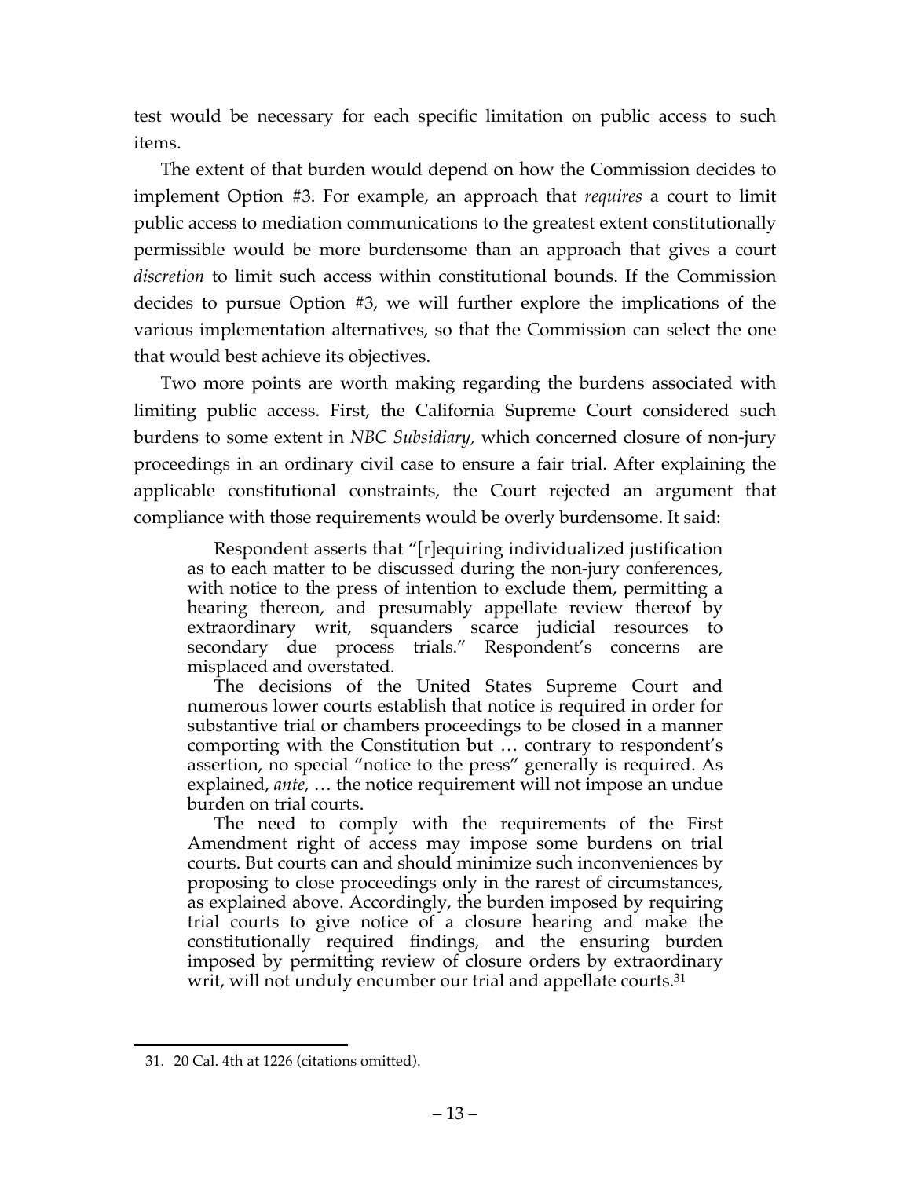test would be necessary for each specific limitation on public access to such items.

The extent of that burden would depend on how the Commission decides to implement Option #3. For example, an approach that *requires* a court to limit public access to mediation communications to the greatest extent constitutionally permissible would be more burdensome than an approach that gives a court *discretion* to limit such access within constitutional bounds. If the Commission decides to pursue Option #3, we will further explore the implications of the various implementation alternatives, so that the Commission can select the one that would best achieve its objectives.

Two more points are worth making regarding the burdens associated with limiting public access. First, the California Supreme Court considered such burdens to some extent in *NBC Subsidiary*, which concerned closure of non-jury proceedings in an ordinary civil case to ensure a fair trial. After explaining the applicable constitutional constraints, the Court rejected an argument that compliance with those requirements would be overly burdensome. It said:

> Respondent asserts that "[r]equiring individualized justification as to each matter to be discussed during the non-jury conferences, with notice to the press of intention to exclude them, permitting a hearing thereon, and presumably appellate review thereof by extraordinary writ, squanders scarce judicial resources to secondary due process trials." Respondent's concerns are misplaced and overstated.
>
> The decisions of the United States Supreme Court and numerous lower courts establish that notice is required in order for substantive trial or chambers proceedings to be closed in a manner comporting with the Constitution but … contrary to respondent's assertion, no special "notice to the press" generally is required. As explained, *ante*, … the notice requirement will not impose an undue burden on trial courts.
>
> The need to comply with the requirements of the First Amendment right of access may impose some burdens on trial courts. But courts can and should minimize such inconveniences by proposing to close proceedings only in the rarest of circumstances, as explained above. Accordingly, the burden imposed by requiring trial courts to give notice of a closure hearing and make the constitutionally required findings, and the ensuring burden imposed by permitting review of closure orders by extraordinary writ, will not unduly encumber our trial and appellate courts.[31]

---

31. 20 Cal. 4th at 1226 (citations omitted).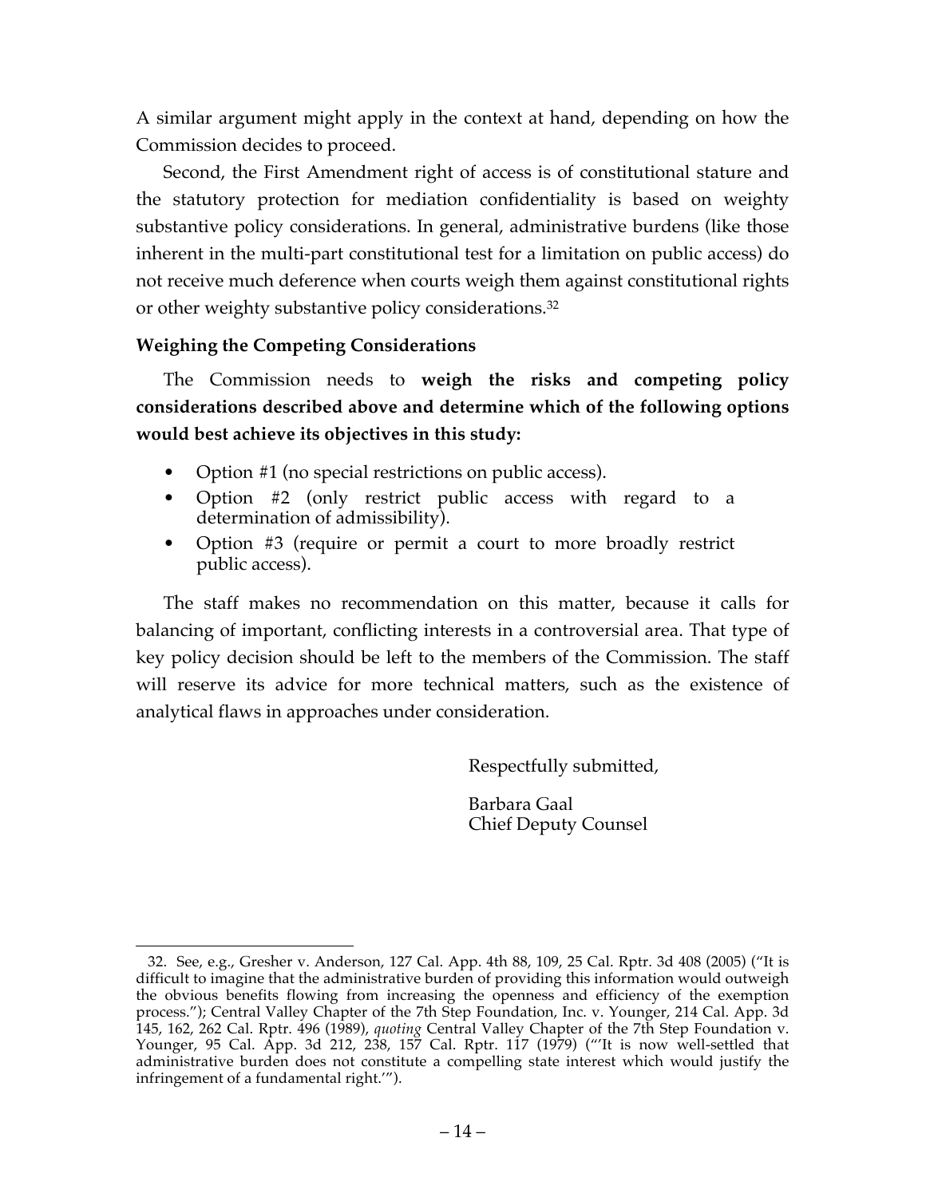A similar argument might apply in the context at hand, depending on how the Commission decides to proceed.

Second, the First Amendment right of access is of constitutional stature and the statutory protection for mediation confidentiality is based on weighty substantive policy considerations. In general, administrative burdens (like those inherent in the multi-part constitutional test for a limitation on public access) do not receive much deference when courts weigh them against constitutional rights or other weighty substantive policy considerations.[32]

**Weighing the Competing Considerations**

The Commission needs to **weigh the risks and competing policy considerations described above and determine which of the following options would best achieve its objectives in this study:**

- Option #1 (no special restrictions on public access).
- Option #2 (only restrict public access with regard to a determination of admissibility).
- Option #3 (require or permit a court to more broadly restrict public access).

The staff makes no recommendation on this matter, because it calls for balancing of important, conflicting interests in a controversial area. That type of key policy decision should be left to the members of the Commission. The staff will reserve its advice for more technical matters, such as the existence of analytical flaws in approaches under consideration.

Respectfully submitted,

Barbara Gaal
Chief Deputy Counsel

---

32. See, e.g., Gresher v. Anderson, 127 Cal. App. 4th 88, 109, 25 Cal. Rptr. 3d 408 (2005) ("It is difficult to imagine that the administrative burden of providing this information would outweigh the obvious benefits flowing from increasing the openness and efficiency of the exemption process."); Central Valley Chapter of the 7th Step Foundation, Inc. v. Younger, 214 Cal. App. 3d 145, 162, 262 Cal. Rptr. 496 (1989), *quoting* Central Valley Chapter of the 7th Step Foundation v. Younger, 95 Cal. App. 3d 212, 238, 157 Cal. Rptr. 117 (1979) ("'It is now well-settled that administrative burden does not constitute a compelling state interest which would justify the infringement of a fundamental right.'").